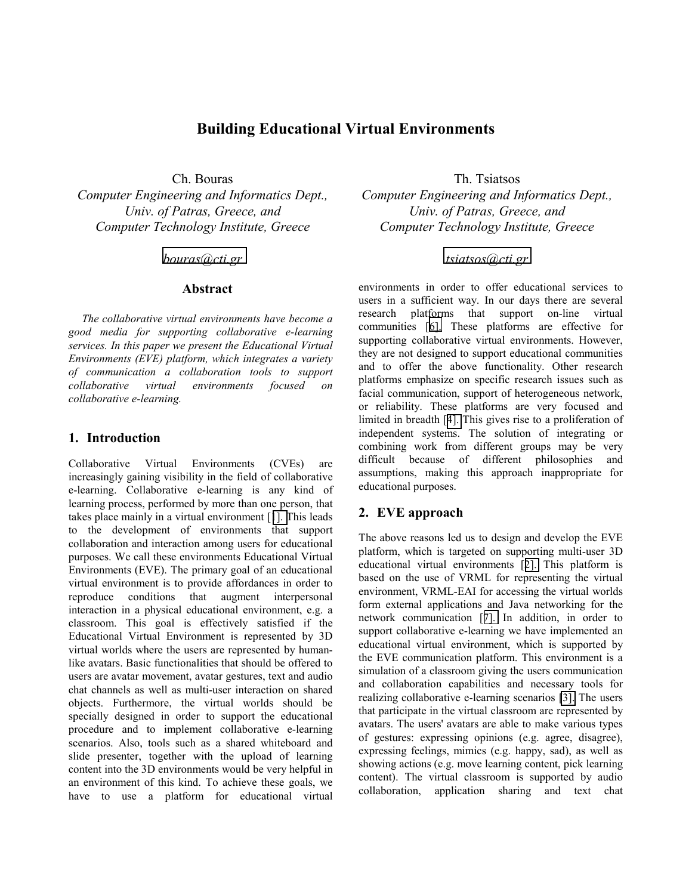# Building Educational Virtual Environments

Ch. Bouras
*Computer Engineering and Informatics Dept., Univ. of Patras, Greece, and Computer Technology Institute, Greece*

bouras@cti.gr

Th. Tsiatsos
*Computer Engineering and Informatics Dept., Univ. of Patras, Greece, and Computer Technology Institute, Greece*

tsiatsos@cti.gr

## Abstract

*The collaborative virtual environments have become a good media for supporting collaborative e-learning services. In this paper we present the Educational Virtual Environments (EVE) platform, which integrates a variety of communication a collaboration tools to support collaborative virtual environments focused on collaborative e-learning.*

## 1. Introduction

Collaborative Virtual Environments (CVEs) are increasingly gaining visibility in the field of collaborative e-learning. Collaborative e-learning is any kind of learning process, performed by more than one person, that takes place mainly in a virtual environment [1]. This leads to the development of environments that support collaboration and interaction among users for educational purposes. We call these environments Educational Virtual Environments (EVE). The primary goal of an educational virtual environment is to provide affordances in order to reproduce conditions that augment interpersonal interaction in a physical educational environment, e.g. a classroom. This goal is effectively satisfied if the Educational Virtual Environment is represented by 3D virtual worlds where the users are represented by human-like avatars. Basic functionalities that should be offered to users are avatar movement, avatar gestures, text and audio chat channels as well as multi-user interaction on shared objects. Furthermore, the virtual worlds should be specially designed in order to support the educational procedure and to implement collaborative e-learning scenarios. Also, tools such as a shared whiteboard and slide presenter, together with the upload of learning content into the 3D environments would be very helpful in an environment of this kind. To achieve these goals, we have to use a platform for educational virtual environments in order to offer educational services to users in a sufficient way. In our days there are several research platforms that support on-line virtual communities [6]. These platforms are effective for supporting collaborative virtual environments. However, they are not designed to support educational communities and to offer the above functionality. Other research platforms emphasize on specific research issues such as facial communication, support of heterogeneous network, or reliability. These platforms are very focused and limited in breadth [4]. This gives rise to a proliferation of independent systems. The solution of integrating or combining work from different groups may be very difficult because of different philosophies and assumptions, making this approach inappropriate for educational purposes.

## 2. EVE approach

The above reasons led us to design and develop the EVE platform, which is targeted on supporting multi-user 3D educational virtual environments [2]. This platform is based on the use of VRML for representing the virtual environment, VRML-EAI for accessing the virtual worlds form external applications and Java networking for the network communication [7]. In addition, in order to support collaborative e-learning we have implemented an educational virtual environment, which is supported by the EVE communication platform. This environment is a simulation of a classroom giving the users communication and collaboration capabilities and necessary tools for realizing collaborative e-learning scenarios [3]. The users that participate in the virtual classroom are represented by avatars. The users' avatars are able to make various types of gestures: expressing opinions (e.g. agree, disagree), expressing feelings, mimics (e.g. happy, sad), as well as showing actions (e.g. move learning content, pick learning content). The virtual classroom is supported by audio collaboration, application sharing and text chat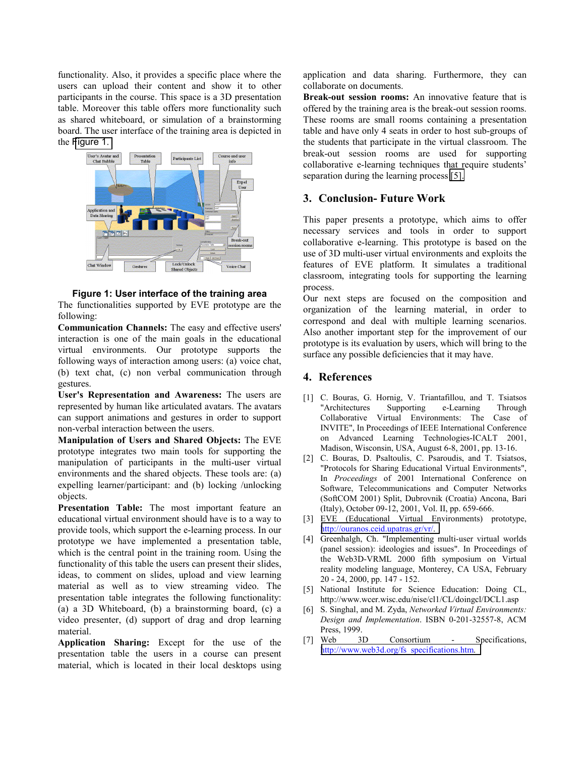functionality. Also, it provides a specific place where the users can upload their content and show it to other participants in the course. This space is a 3D presentation table. Moreover this table offers more functionality such as shared whiteboard, or simulation of a brainstorming board. The user interface of the training area is depicted in the Figure 1.

User's Avatar and Chat Bubble

Presentation Table

Participants List

Course and user info

Expel User

Application and Data Sharing

Break-out session rooms

Chat Window

Gestures

Lock/Unlock Shared Objects

Voice Chat

**Figure 1: User interface of the training area**

The functionalities supported by EVE prototype are the following:

**Communication Channels:** The easy and effective users' interaction is one of the main goals in the educational virtual environments. Our prototype supports the following ways of interaction among users: (a) voice chat, (b) text chat, (c) non verbal communication through gestures.

**User's Representation and Awareness:** The users are represented by human like articulated avatars. The avatars can support animations and gestures in order to support non-verbal interaction between the users.

**Manipulation of Users and Shared Objects:** The EVE prototype integrates two main tools for supporting the manipulation of participants in the multi-user virtual environments and the shared objects. These tools are: (a) expelling learner/participant: and (b) locking /unlocking objects.

**Presentation Table:** The most important feature an educational virtual environment should have is to a way to provide tools, which support the e-learning process. In our prototype we have implemented a presentation table, which is the central point in the training room. Using the functionality of this table the users can present their slides, ideas, to comment on slides, upload and view learning material as well as to view streaming video. The presentation table integrates the following functionality: (a) a 3D Whiteboard, (b) a brainstorming board, (c) a video presenter, (d) support of drag and drop learning material.

**Application Sharing:** Except for the use of the presentation table the users in a course can present material, which is located in their local desktops using application and data sharing. Furthermore, they can collaborate on documents.

**Break-out session rooms:** An innovative feature that is offered by the training area is the break-out session rooms. These rooms are small rooms containing a presentation table and have only 4 seats in order to host sub-groups of the students that participate in the virtual classroom. The break-out session rooms are used for supporting collaborative e-learning techniques that require students' separation during the learning process [5].

## 3. Conclusion- Future Work

This paper presents a prototype, which aims to offer necessary services and tools in order to support collaborative e-learning. This prototype is based on the use of 3D multi-user virtual environments and exploits the features of EVE platform. It simulates a traditional classroom, integrating tools for supporting the learning process.

Our next steps are focused on the composition and organization of the learning material, in order to correspond and deal with multiple learning scenarios. Also another important step for the improvement of our prototype is its evaluation by users, which will bring to the surface any possible deficiencies that it may have.

## 4. References

[1] C. Bouras, G. Hornig, V. Triantafillou, and T. Tsiatsos "Architectures Supporting e-Learning Through Collaborative Virtual Environments: The Case of INVITE", In Proceedings of IEEE International Conference on Advanced Learning Technologies-ICALT 2001, Madison, Wisconsin, USA, August 6-8, 2001, pp. 13-16.

[2] C. Bouras, D. Psaltoulis, C. Psaroudis, and T. Tsiatsos, "Protocols for Sharing Educational Virtual Environments", In *Proceedings* of 2001 International Conference on Software, Telecommunications and Computer Networks (SoftCOM 2001) Split, Dubrovnik (Croatia) Ancona, Bari (Italy), October 09-12, 2001, Vol. II, pp. 659-666.

[3] EVE (Educational Virtual Environments) prototype, http://ouranos.ceid.upatras.gr/vr/.

[4] Greenhalgh, Ch. "Implementing multi-user virtual worlds (panel session): ideologies and issues". In Proceedings of the Web3D-VRML 2000 fifth symposium on Virtual reality modeling language, Monterey, CA USA, February 20 - 24, 2000, pp. 147 - 152.

[5] National Institute for Science Education: Doing CL, http://www.wcer.wisc.edu/nise/cl1/CL/doingcl/DCL1.asp

[6] S. Singhal, and M. Zyda, *Networked Virtual Environments: Design and Implementation*. ISBN 0-201-32557-8, ACM Press, 1999.

[7] Web 3D Consortium - Specifications, http://www.web3d.org/fs_specifications.htm.